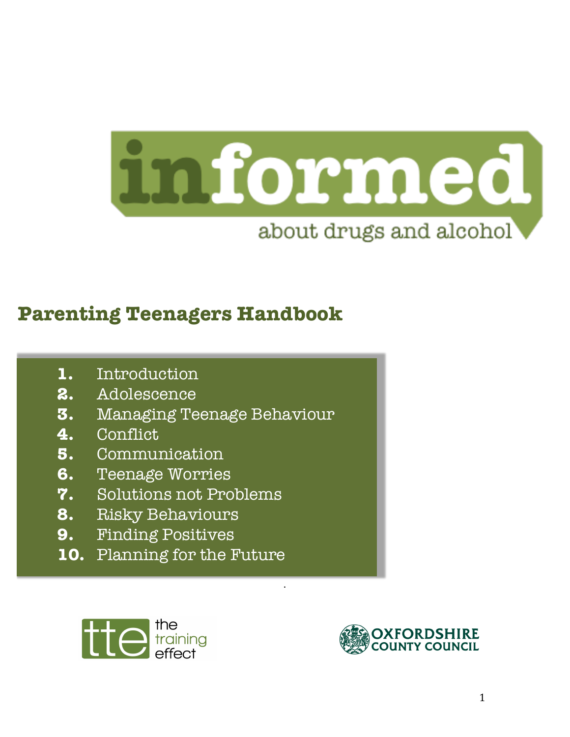# informed

about drugs and alcohol

## Parenting Teenagers Handbook

1. Introduction
2. Adolescence
3. Managing Teenage Behaviour
4. Conflict
5. Communication
6. Teenage Worries
7. Solutions not Problems
8. Risky Behaviours
9. Finding Positives
10. Planning for the Future

tte the training effect

OXFORDSHIRE COUNTY COUNCIL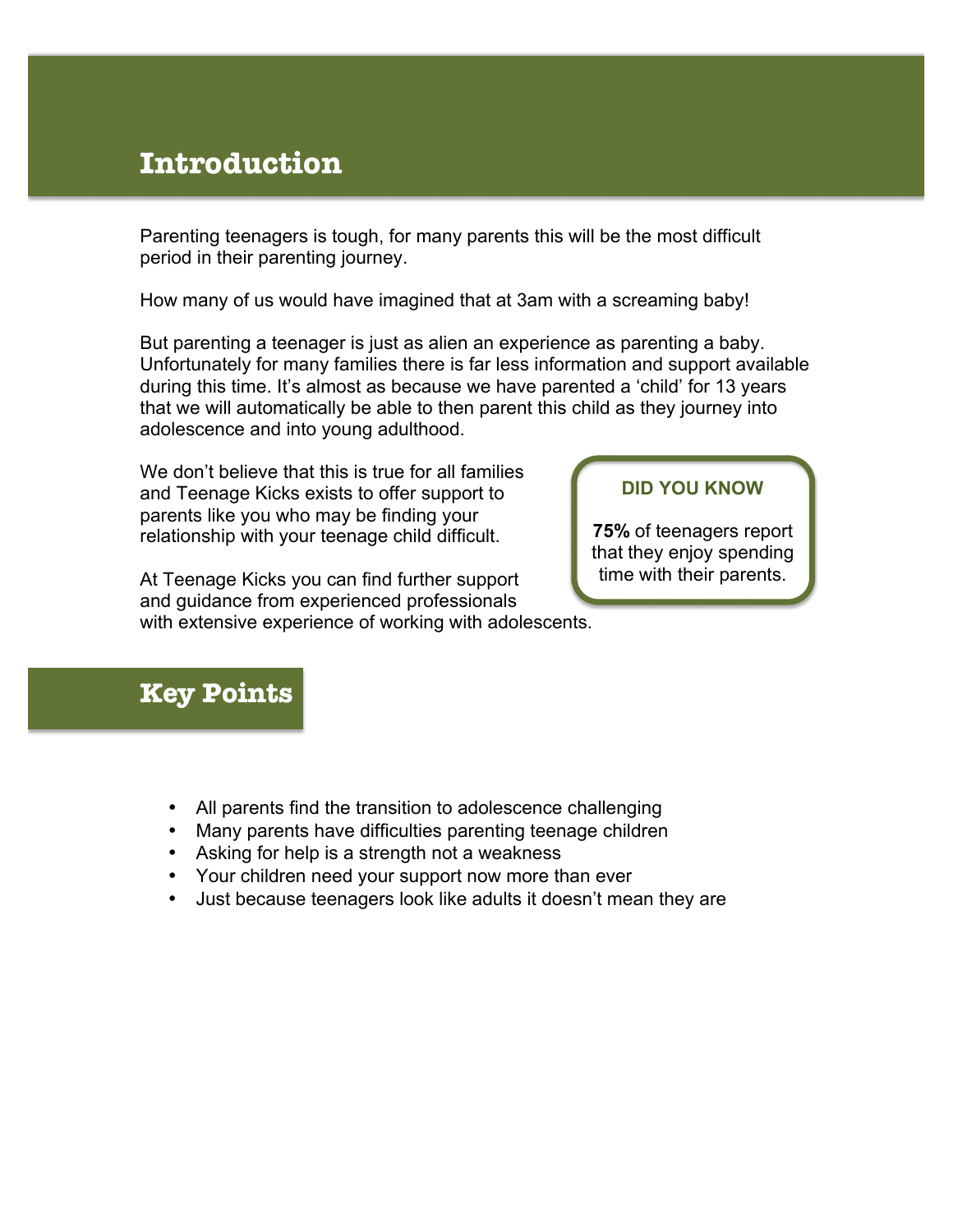## Introduction

Parenting teenagers is tough, for many parents this will be the most difficult period in their parenting journey.

How many of us would have imagined that at 3am with a screaming baby!

But parenting a teenager is just as alien an experience as parenting a baby. Unfortunately for many families there is far less information and support available during this time. It's almost as because we have parented a 'child' for 13 years that we will automatically be able to then parent this child as they journey into adolescence and into young adulthood.

We don't believe that this is true for all families and Teenage Kicks exists to offer support to parents like you who may be finding your relationship with your teenage child difficult.

At Teenage Kicks you can find further support and guidance from experienced professionals with extensive experience of working with adolescents.

> **DID YOU KNOW**
>
> **75%** of teenagers report that they enjoy spending time with their parents.

## Key Points

- All parents find the transition to adolescence challenging
- Many parents have difficulties parenting teenage children
- Asking for help is a strength not a weakness
- Your children need your support now more than ever
- Just because teenagers look like adults it doesn't mean they are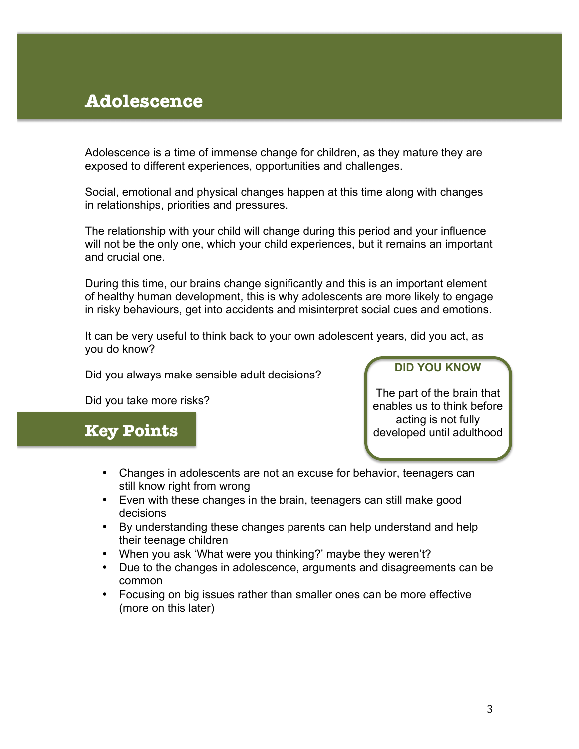# Adolescence

Adolescence is a time of immense change for children, as they mature they are exposed to different experiences, opportunities and challenges.

Social, emotional and physical changes happen at this time along with changes in relationships, priorities and pressures.

The relationship with your child will change during this period and your influence will not be the only one, which your child experiences, but it remains an important and crucial one.

During this time, our brains change significantly and this is an important element of healthy human development, this is why adolescents are more likely to engage in risky behaviours, get into accidents and misinterpret social cues and emotions.

It can be very useful to think back to your own adolescent years, did you act, as you do know?

Did you always make sensible adult decisions?

Did you take more risks?

**DID YOU KNOW**

The part of the brain that enables us to think before acting is not fully developed until adulthood

## Key Points

- Changes in adolescents are not an excuse for behavior, teenagers can still know right from wrong
- Even with these changes in the brain, teenagers can still make good decisions
- By understanding these changes parents can help understand and help their teenage children
- When you ask 'What were you thinking?' maybe they weren't?
- Due to the changes in adolescence, arguments and disagreements can be common
- Focusing on big issues rather than smaller ones can be more effective (more on this later)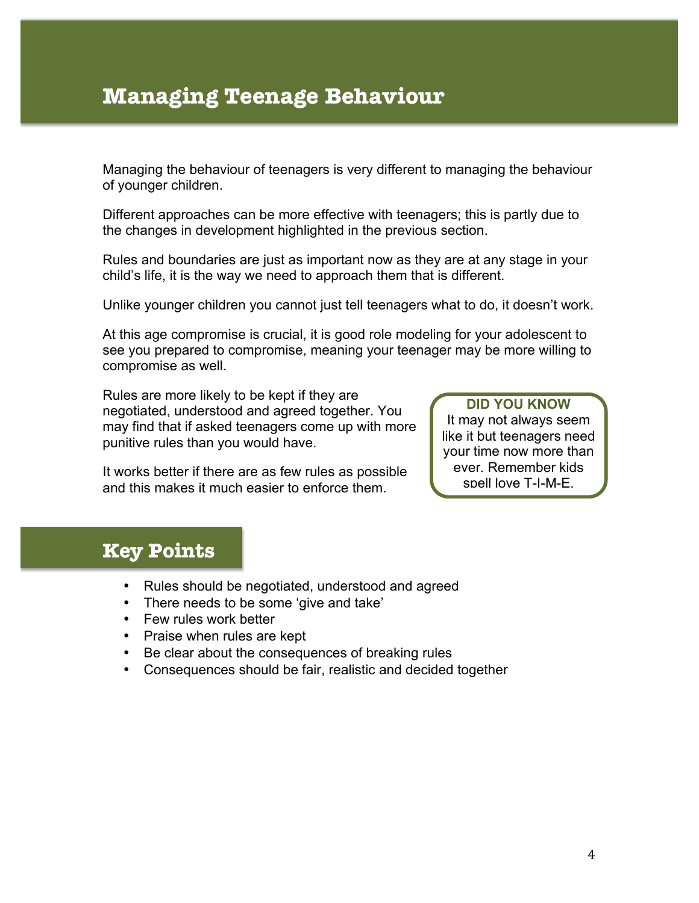# Managing Teenage Behaviour

Managing the behaviour of teenagers is very different to managing the behaviour of younger children.

Different approaches can be more effective with teenagers; this is partly due to the changes in development highlighted in the previous section.

Rules and boundaries are just as important now as they are at any stage in your child's life, it is the way we need to approach them that is different.

Unlike younger children you cannot just tell teenagers what to do, it doesn't work.

At this age compromise is crucial, it is good role modeling for your adolescent to see you prepared to compromise, meaning your teenager may be more willing to compromise as well.

Rules are more likely to be kept if they are negotiated, understood and agreed together. You may find that if asked teenagers come up with more punitive rules than you would have.

It works better if there are as few rules as possible and this makes it much easier to enforce them.

> **DID YOU KNOW**
> It may not always seem like it but teenagers need your time now more than ever. Remember kids spell love T-I-M-E.

## Key Points

- Rules should be negotiated, understood and agreed
- There needs to be some 'give and take'
- Few rules work better
- Praise when rules are kept
- Be clear about the consequences of breaking rules
- Consequences should be fair, realistic and decided together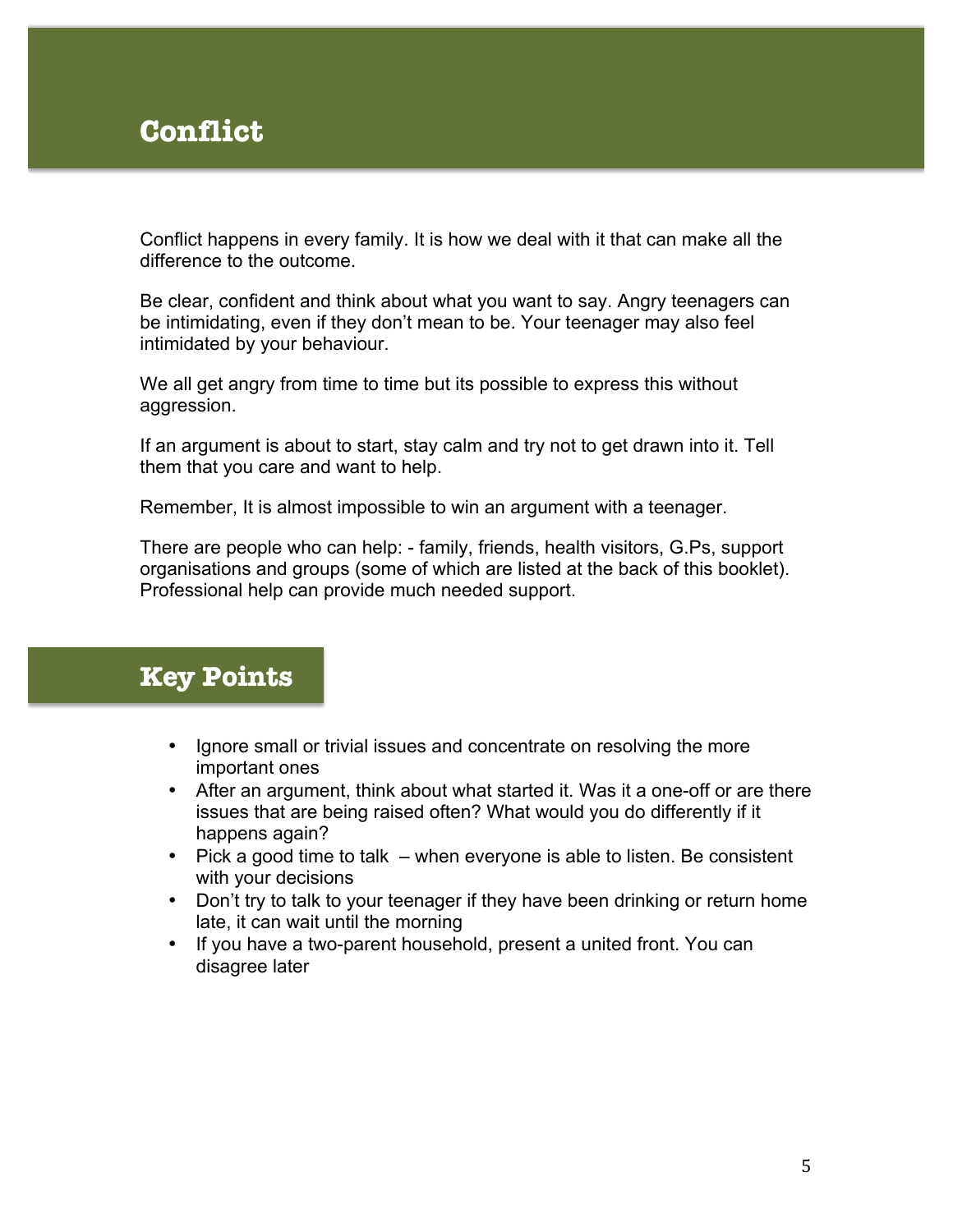# Conflict

Conflict happens in every family. It is how we deal with it that can make all the difference to the outcome.

Be clear, confident and think about what you want to say. Angry teenagers can be intimidating, even if they don't mean to be. Your teenager may also feel intimidated by your behaviour.

We all get angry from time to time but its possible to express this without aggression.

If an argument is about to start, stay calm and try not to get drawn into it. Tell them that you care and want to help.

Remember, It is almost impossible to win an argument with a teenager.

There are people who can help: - family, friends, health visitors, G.Ps, support organisations and groups (some of which are listed at the back of this booklet). Professional help can provide much needed support.

## Key Points

- Ignore small or trivial issues and concentrate on resolving the more important ones
- After an argument, think about what started it. Was it a one-off or are there issues that are being raised often? What would you do differently if it happens again?
- Pick a good time to talk – when everyone is able to listen. Be consistent with your decisions
- Don't try to talk to your teenager if they have been drinking or return home late, it can wait until the morning
- If you have a two-parent household, present a united front. You can disagree later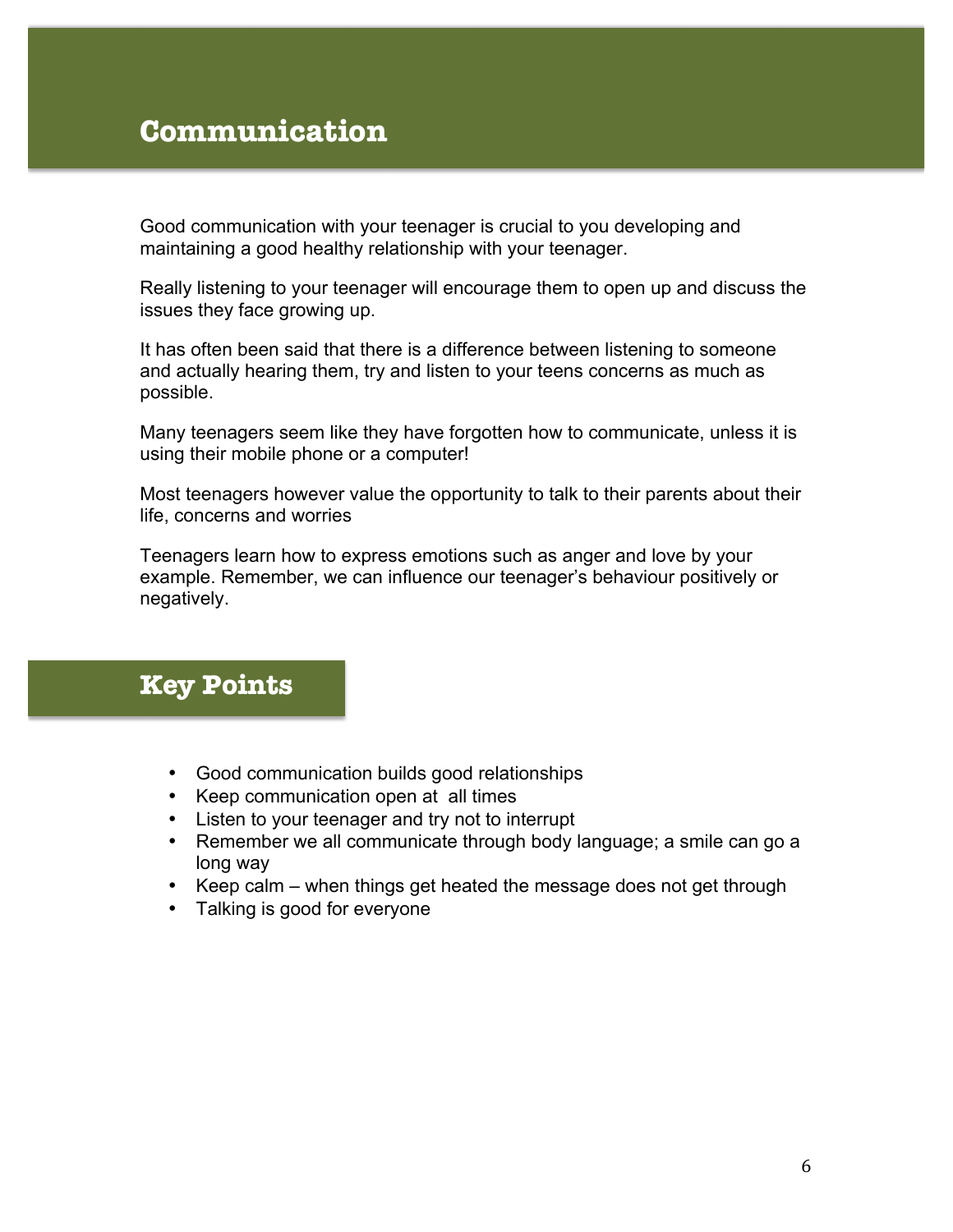## Communication

Good communication with your teenager is crucial to you developing and maintaining a good healthy relationship with your teenager.

Really listening to your teenager will encourage them to open up and discuss the issues they face growing up.

It has often been said that there is a difference between listening to someone and actually hearing them, try and listen to your teens concerns as much as possible.

Many teenagers seem like they have forgotten how to communicate, unless it is using their mobile phone or a computer!

Most teenagers however value the opportunity to talk to their parents about their life, concerns and worries

Teenagers learn how to express emotions such as anger and love by your example. Remember, we can influence our teenager's behaviour positively or negatively.

## Key Points

- Good communication builds good relationships
- Keep communication open at all times
- Listen to your teenager and try not to interrupt
- Remember we all communicate through body language; a smile can go a long way
- Keep calm – when things get heated the message does not get through
- Talking is good for everyone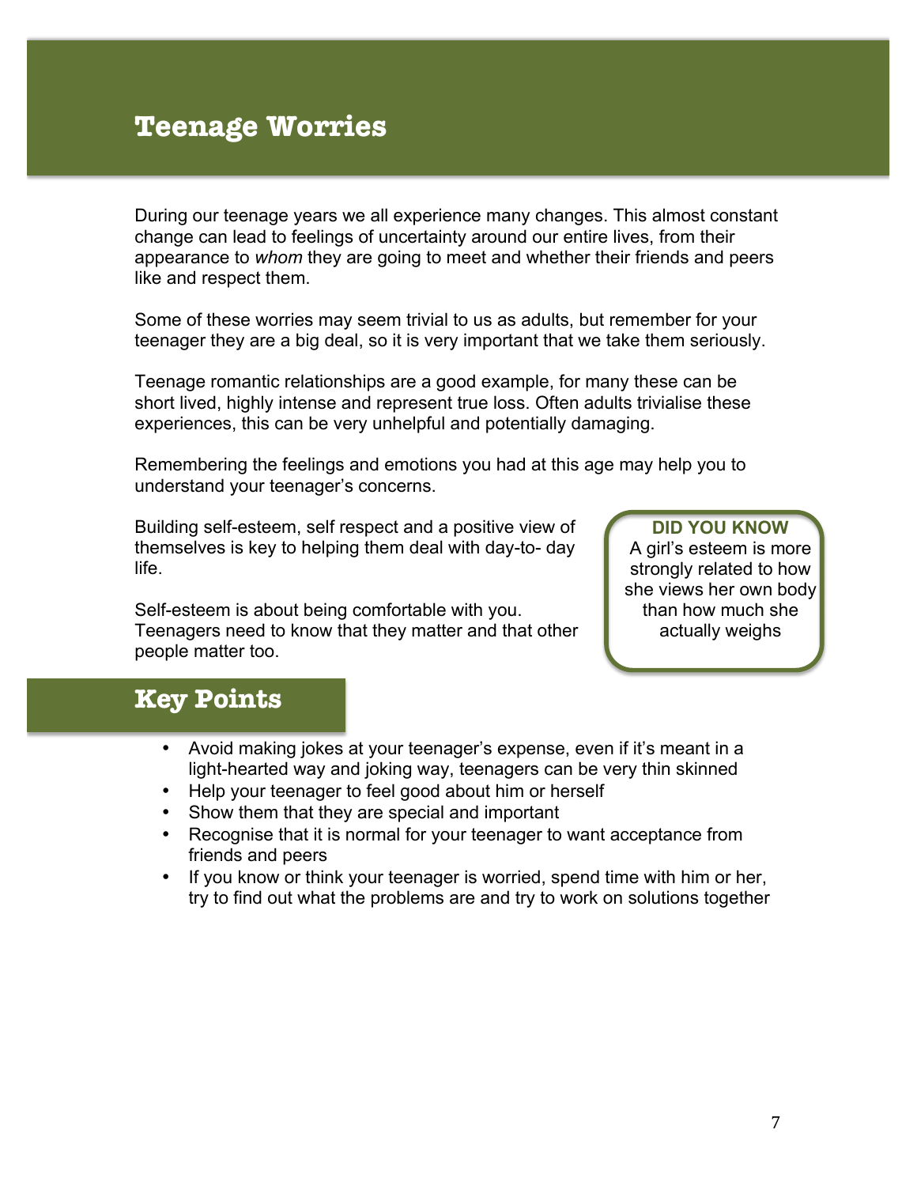# Teenage Worries

During our teenage years we all experience many changes. This almost constant change can lead to feelings of uncertainty around our entire lives, from their appearance to *whom* they are going to meet and whether their friends and peers like and respect them.

Some of these worries may seem trivial to us as adults, but remember for your teenager they are a big deal, so it is very important that we take them seriously.

Teenage romantic relationships are a good example, for many these can be short lived, highly intense and represent true loss. Often adults trivialise these experiences, this can be very unhelpful and potentially damaging.

Remembering the feelings and emotions you had at this age may help you to understand your teenager's concerns.

Building self-esteem, self respect and a positive view of themselves is key to helping them deal with day-to- day life.

Self-esteem is about being comfortable with you. Teenagers need to know that they matter and that other people matter too.

> **DID YOU KNOW**
> A girl's esteem is more strongly related to how she views her own body than how much she actually weighs

## Key Points

- Avoid making jokes at your teenager's expense, even if it's meant in a light-hearted way and joking way, teenagers can be very thin skinned
- Help your teenager to feel good about him or herself
- Show them that they are special and important
- Recognise that it is normal for your teenager to want acceptance from friends and peers
- If you know or think your teenager is worried, spend time with him or her, try to find out what the problems are and try to work on solutions together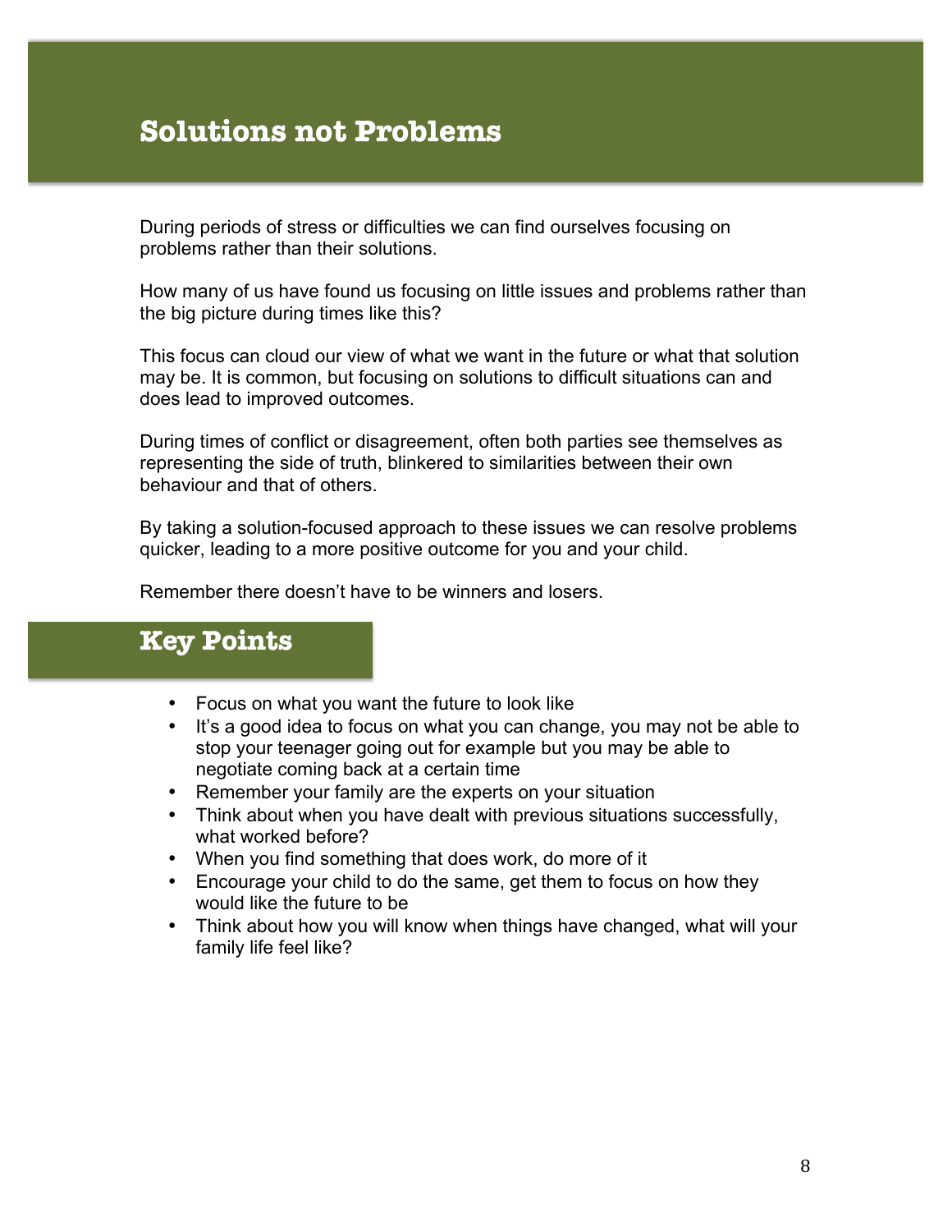# Solutions not Problems

During periods of stress or difficulties we can find ourselves focusing on problems rather than their solutions.

How many of us have found us focusing on little issues and problems rather than the big picture during times like this?

This focus can cloud our view of what we want in the future or what that solution may be. It is common, but focusing on solutions to difficult situations can and does lead to improved outcomes.

During times of conflict or disagreement, often both parties see themselves as representing the side of truth, blinkered to similarities between their own behaviour and that of others.

By taking a solution-focused approach to these issues we can resolve problems quicker, leading to a more positive outcome for you and your child.

Remember there doesn't have to be winners and losers.

## Key Points

- Focus on what you want the future to look like
- It's a good idea to focus on what you can change, you may not be able to stop your teenager going out for example but you may be able to negotiate coming back at a certain time
- Remember your family are the experts on your situation
- Think about when you have dealt with previous situations successfully, what worked before?
- When you find something that does work, do more of it
- Encourage your child to do the same, get them to focus on how they would like the future to be
- Think about how you will know when things have changed, what will your family life feel like?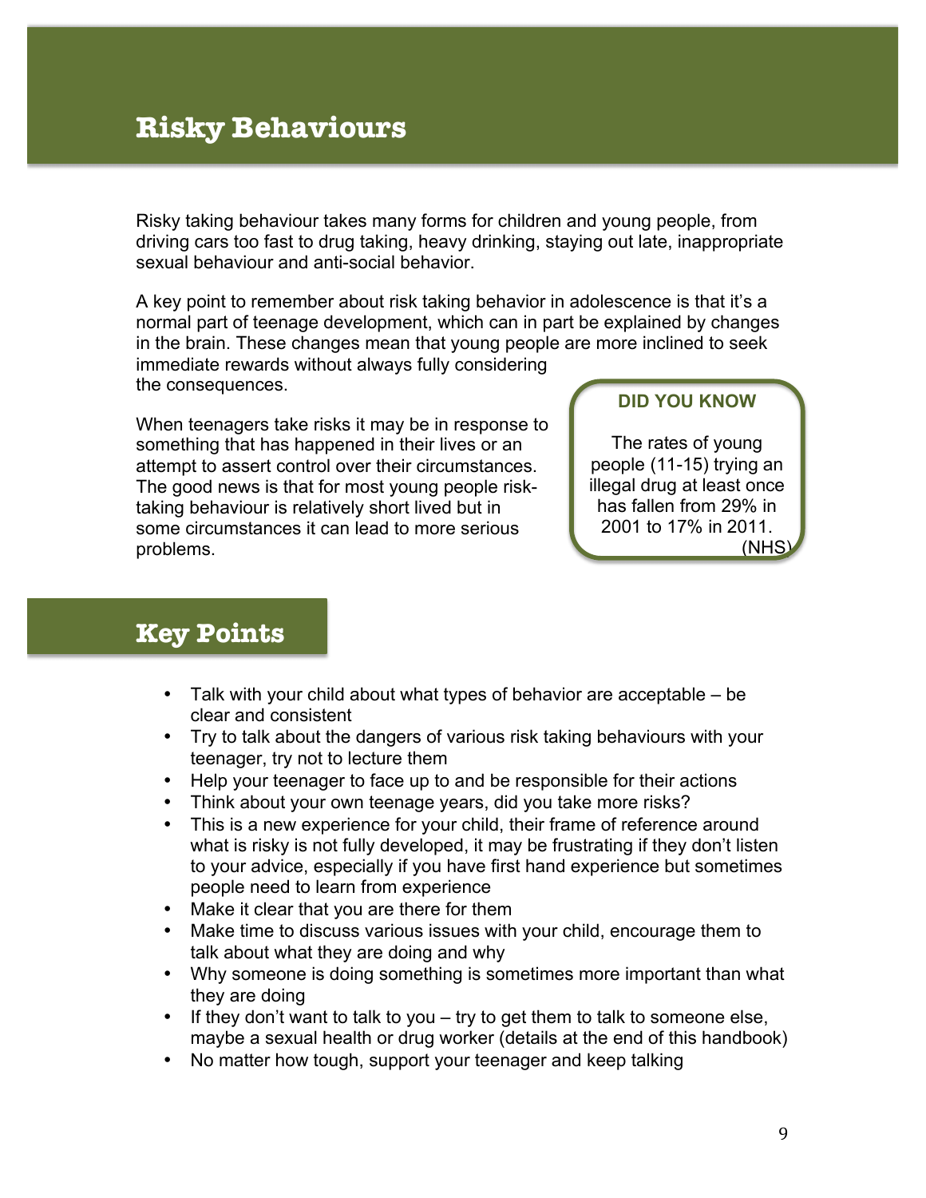# Risky Behaviours

Risky taking behaviour takes many forms for children and young people, from driving cars too fast to drug taking, heavy drinking, staying out late, inappropriate sexual behaviour and anti-social behavior.

A key point to remember about risk taking behavior in adolescence is that it's a normal part of teenage development, which can in part be explained by changes in the brain. These changes mean that young people are more inclined to seek immediate rewards without always fully considering the consequences.

When teenagers take risks it may be in response to something that has happened in their lives or an attempt to assert control over their circumstances. The good news is that for most young people risk-taking behaviour is relatively short lived but in some circumstances it can lead to more serious problems.

**DID YOU KNOW**

The rates of young people (11-15) trying an illegal drug at least once has fallen from 29% in 2001 to 17% in 2011. (NHS)

## Key Points

- Talk with your child about what types of behavior are acceptable – be clear and consistent
- Try to talk about the dangers of various risk taking behaviours with your teenager, try not to lecture them
- Help your teenager to face up to and be responsible for their actions
- Think about your own teenage years, did you take more risks?
- This is a new experience for your child, their frame of reference around what is risky is not fully developed, it may be frustrating if they don't listen to your advice, especially if you have first hand experience but sometimes people need to learn from experience
- Make it clear that you are there for them
- Make time to discuss various issues with your child, encourage them to talk about what they are doing and why
- Why someone is doing something is sometimes more important than what they are doing
- If they don't want to talk to you – try to get them to talk to someone else, maybe a sexual health or drug worker (details at the end of this handbook)
- No matter how tough, support your teenager and keep talking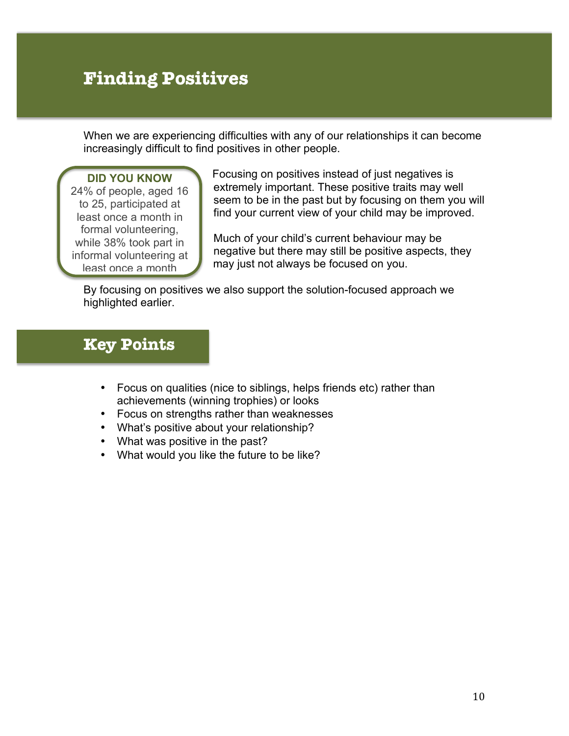# Finding Positives

When we are experiencing difficulties with any of our relationships it can become increasingly difficult to find positives in other people.

**DID YOU KNOW**
24% of people, aged 16 to 25, participated at least once a month in formal volunteering, while 38% took part in informal volunteering at least once a month

Focusing on positives instead of just negatives is extremely important. These positive traits may well seem to be in the past but by focusing on them you will find your current view of your child may be improved.

Much of your child's current behaviour may be negative but there may still be positive aspects, they may just not always be focused on you.

By focusing on positives we also support the solution-focused approach we highlighted earlier.

## Key Points

- Focus on qualities (nice to siblings, helps friends etc) rather than achievements (winning trophies) or looks
- Focus on strengths rather than weaknesses
- What's positive about your relationship?
- What was positive in the past?
- What would you like the future to be like?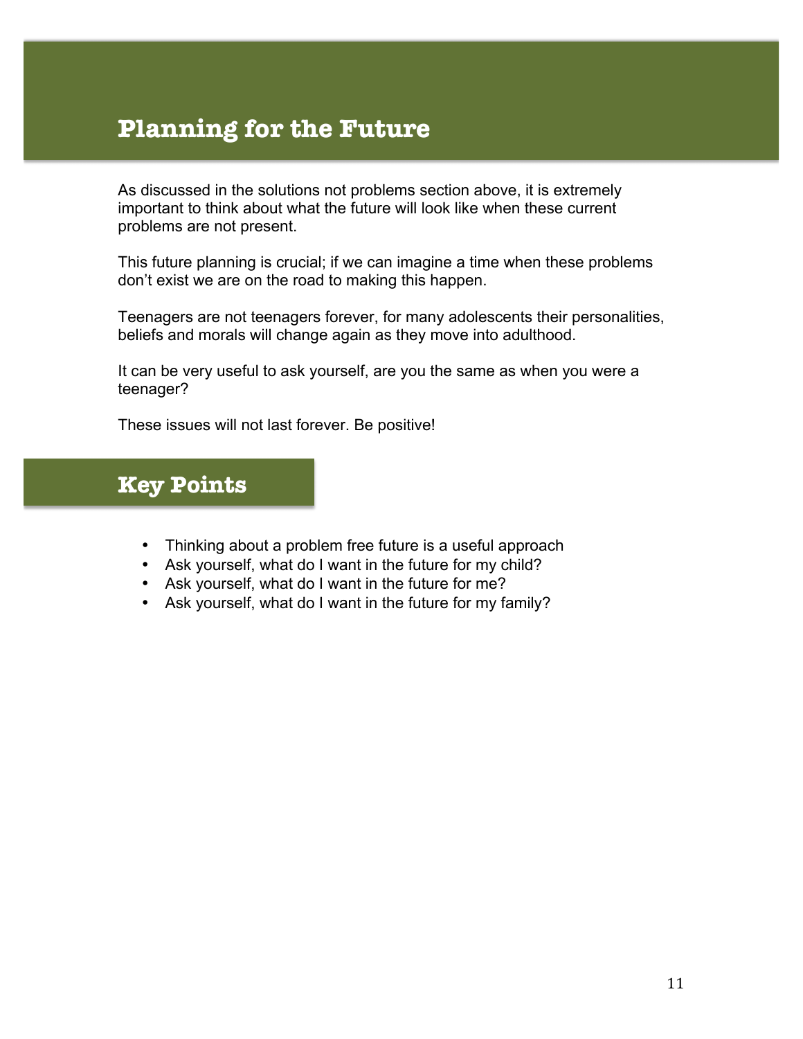## Planning for the Future

As discussed in the solutions not problems section above, it is extremely important to think about what the future will look like when these current problems are not present.

This future planning is crucial; if we can imagine a time when these problems don't exist we are on the road to making this happen.

Teenagers are not teenagers forever, for many adolescents their personalities, beliefs and morals will change again as they move into adulthood.

It can be very useful to ask yourself, are you the same as when you were a teenager?

These issues will not last forever. Be positive!

## Key Points

- Thinking about a problem free future is a useful approach
- Ask yourself, what do I want in the future for my child?
- Ask yourself, what do I want in the future for me?
- Ask yourself, what do I want in the future for my family?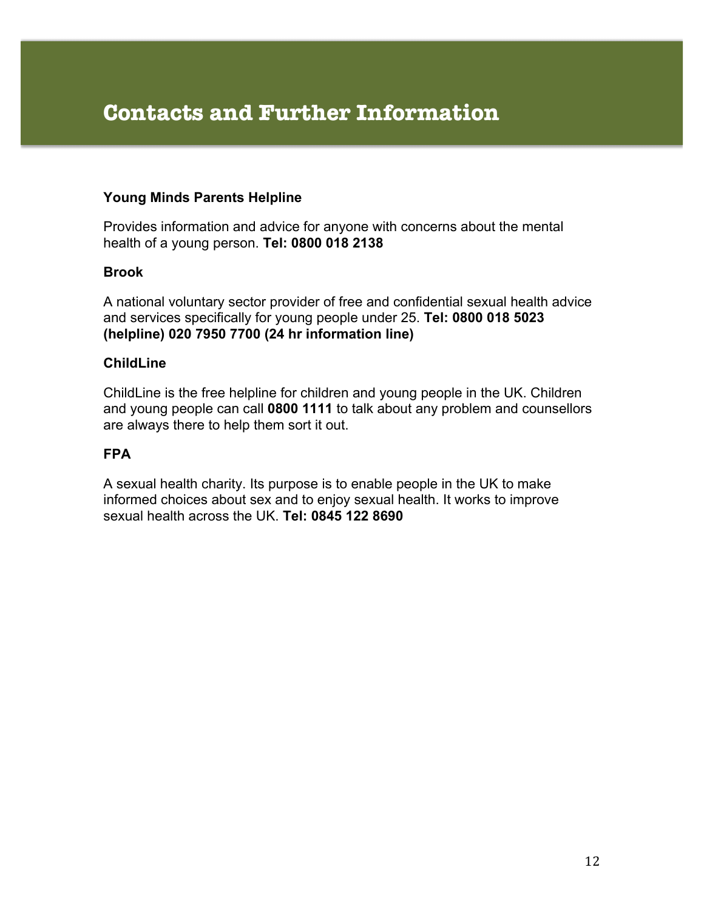# Contacts and Further Information

**Young Minds Parents Helpline**

Provides information and advice for anyone with concerns about the mental health of a young person. **Tel: 0800 018 2138**

**Brook**

A national voluntary sector provider of free and confidential sexual health advice and services specifically for young people under 25. **Tel: 0800 018 5023 (helpline) 020 7950 7700 (24 hr information line)**

**ChildLine**

ChildLine is the free helpline for children and young people in the UK. Children and young people can call **0800 1111** to talk about any problem and counsellors are always there to help them sort it out.

**FPA**

A sexual health charity. Its purpose is to enable people in the UK to make informed choices about sex and to enjoy sexual health. It works to improve sexual health across the UK. **Tel: 0845 122 8690**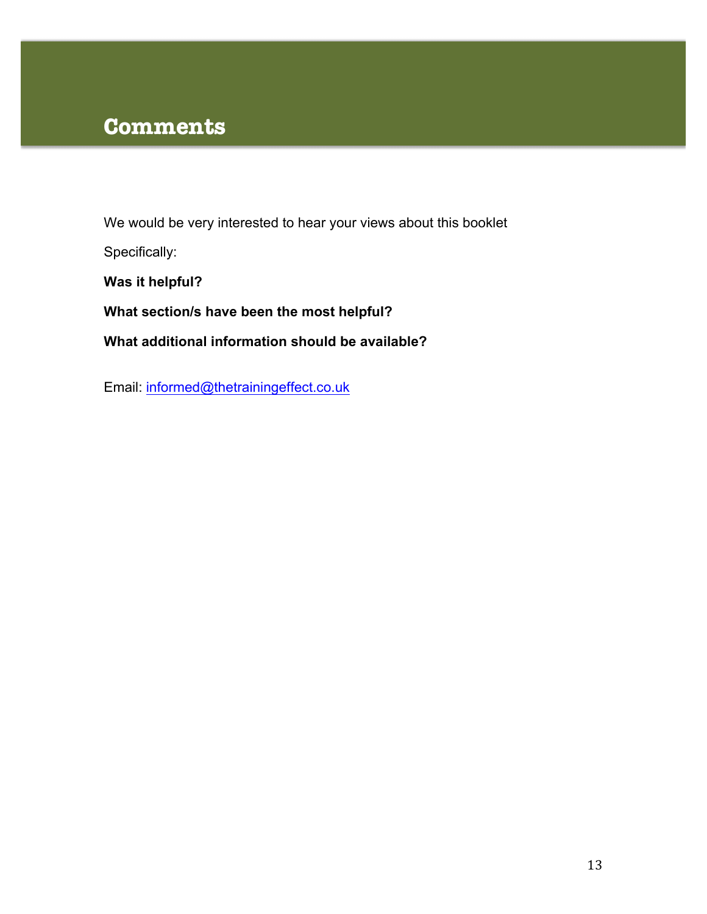# Comments

We would be very interested to hear your views about this booklet

Specifically:

**Was it helpful?**

**What section/s have been the most helpful?**

**What additional information should be available?**

Email: informed@thetrainingeffect.co.uk